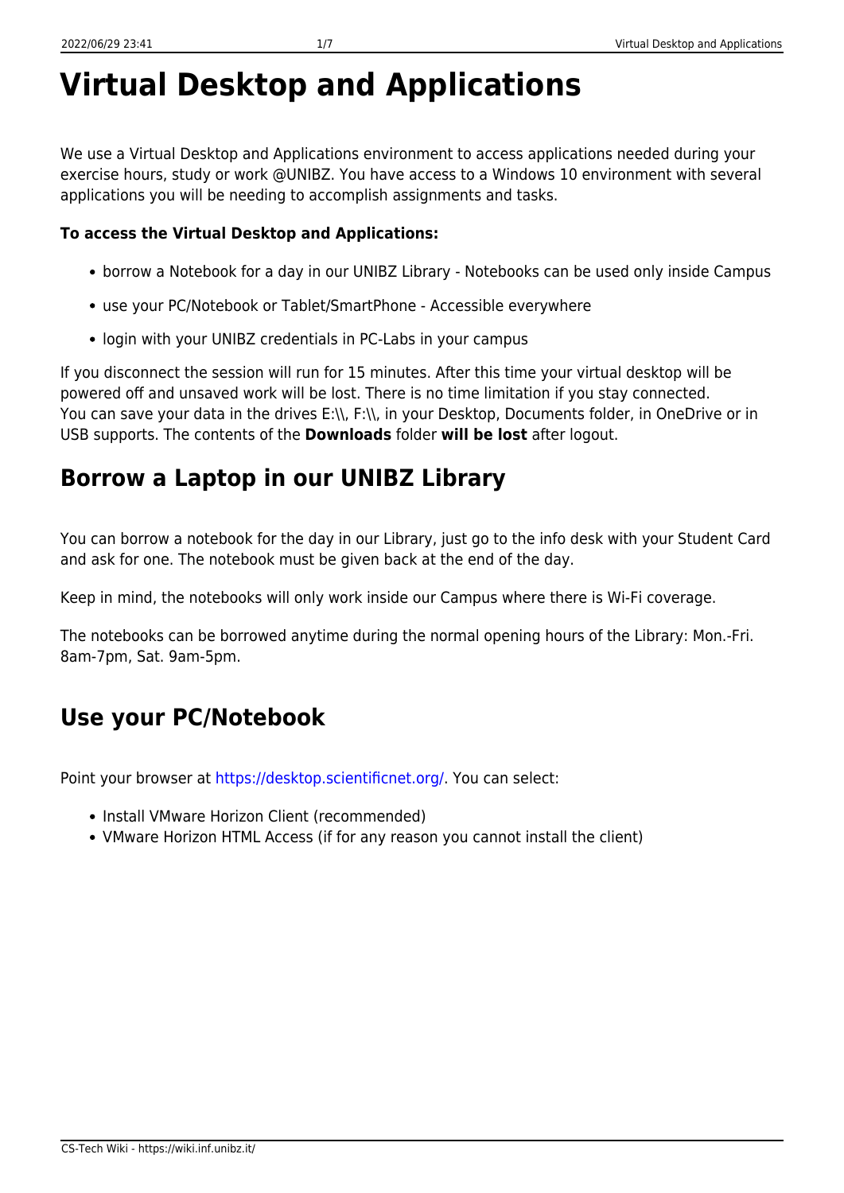# Virtual Desktop and Applications

We use a Virtual Desktop and Applications environment to access applications needed during your exercise hours, study or work @UNIBZ. You have access to a Windows 10 environment with several applications you will be needing to accomplish assignments and tasks.

**To access the Virtual Desktop and Applications:**

- borrow a Notebook for a day in our UNIBZ Library - Notebooks can be used only inside Campus
- use your PC/Notebook or Tablet/SmartPhone - Accessible everywhere
- login with your UNIBZ credentials in PC-Labs in your campus

If you disconnect the session will run for 15 minutes. After this time your virtual desktop will be powered off and unsaved work will be lost. There is no time limitation if you stay connected.
You can save your data in the drives E:\\, F:\\, in your Desktop, Documents folder, in OneDrive or in USB supports. The contents of the **Downloads** folder **will be lost** after logout.

## Borrow a Laptop in our UNIBZ Library

You can borrow a notebook for the day in our Library, just go to the info desk with your Student Card and ask for one. The notebook must be given back at the end of the day.

Keep in mind, the notebooks will only work inside our Campus where there is Wi-Fi coverage.

The notebooks can be borrowed anytime during the normal opening hours of the Library: Mon.-Fri. 8am-7pm, Sat. 9am-5pm.

## Use your PC/Notebook

Point your browser at https://desktop.scientificnet.org/. You can select:

- Install VMware Horizon Client (recommended)
- VMware Horizon HTML Access (if for any reason you cannot install the client)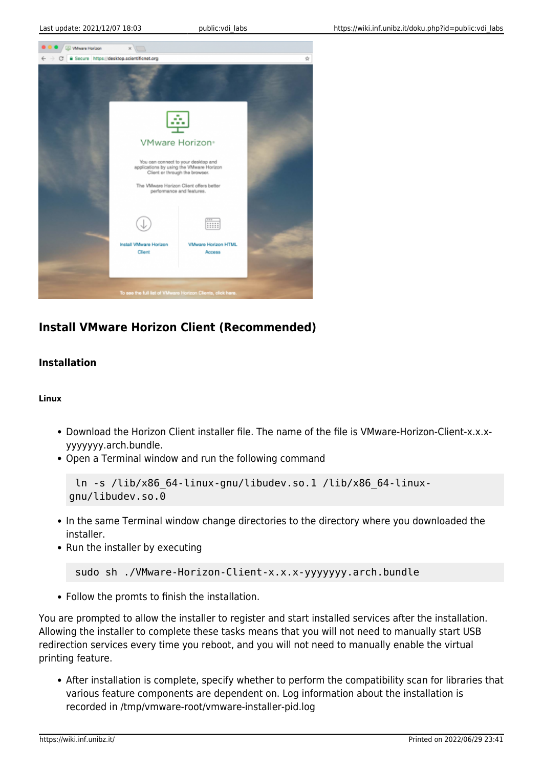## Install VMware Horizon Client (Recommended)

### Installation

#### Linux

- Download the Horizon Client installer file. The name of the file is VMware-Horizon-Client-x.x.x-yyyyyyy.arch.bundle.
- Open a Terminal window and run the following command

```
ln -s /lib/x86_64-linux-gnu/libudev.so.1 /lib/x86_64-linux-gnu/libudev.so.0
```

- In the same Terminal window change directories to the directory where you downloaded the installer.
- Run the installer by executing

```
sudo sh ./VMware-Horizon-Client-x.x.x-yyyyyyy.arch.bundle
```

- Follow the promts to finish the installation.

You are prompted to allow the installer to register and start installed services after the installation. Allowing the installer to complete these tasks means that you will not need to manually start USB redirection services every time you reboot, and you will not need to manually enable the virtual printing feature.

- After installation is complete, specify whether to perform the compatibility scan for libraries that various feature components are dependent on. Log information about the installation is recorded in /tmp/vmware-root/vmware-installer-pid.log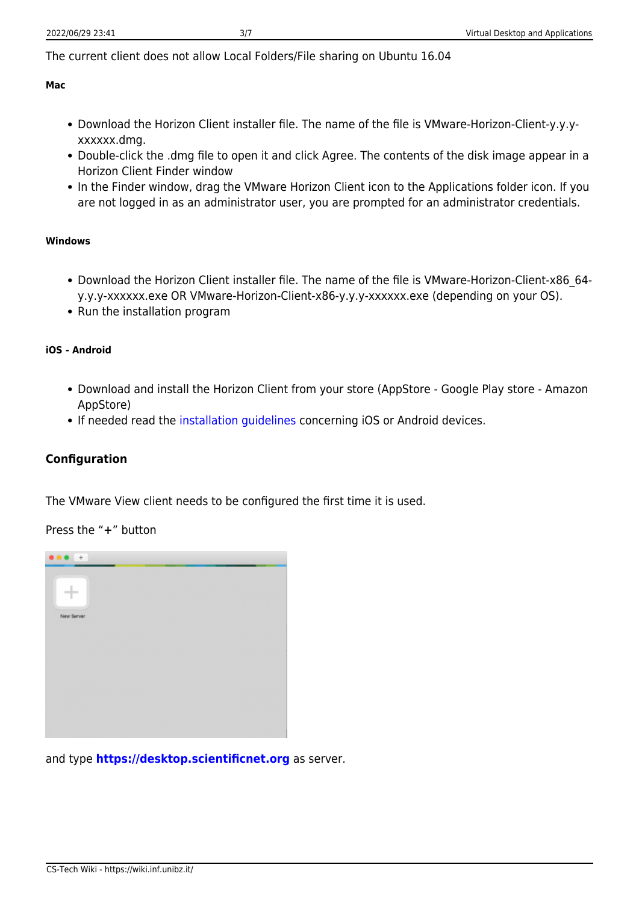The current client does not allow Local Folders/File sharing on Ubuntu 16.04

#### Mac

- Download the Horizon Client installer file. The name of the file is VMware-Horizon-Client-y.y.y-xxxxxx.dmg.
- Double-click the .dmg file to open it and click Agree. The contents of the disk image appear in a Horizon Client Finder window
- In the Finder window, drag the VMware Horizon Client icon to the Applications folder icon. If you are not logged in as an administrator user, you are prompted for an administrator credentials.

#### Windows

- Download the Horizon Client installer file. The name of the file is VMware-Horizon-Client-x86_64-y.y.y-xxxxxx.exe OR VMware-Horizon-Client-x86-y.y.y-xxxxxx.exe (depending on your OS).
- Run the installation program

#### iOS - Android

- Download and install the Horizon Client from your store (AppStore - Google Play store - Amazon AppStore)
- If needed read the installation guidelines concerning iOS or Android devices.

### Configuration

The VMware View client needs to be configured the first time it is used.

Press the "**+**" button

and type **https://desktop.scientificnet.org** as server.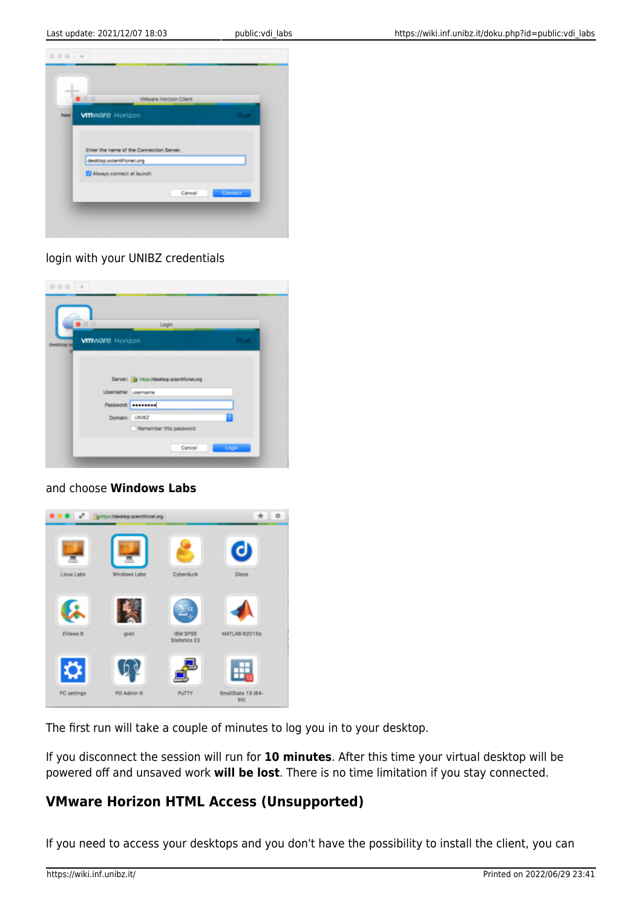login with your UNIBZ credentials

and choose **Windows Labs**

The first run will take a couple of minutes to log you in to your desktop.

If you disconnect the session will run for **10 minutes**. After this time your virtual desktop will be powered off and unsaved work **will be lost**. There is no time limitation if you stay connected.

## VMware Horizon HTML Access (Unsupported)

If you need to access your desktops and you don't have the possibility to install the client, you can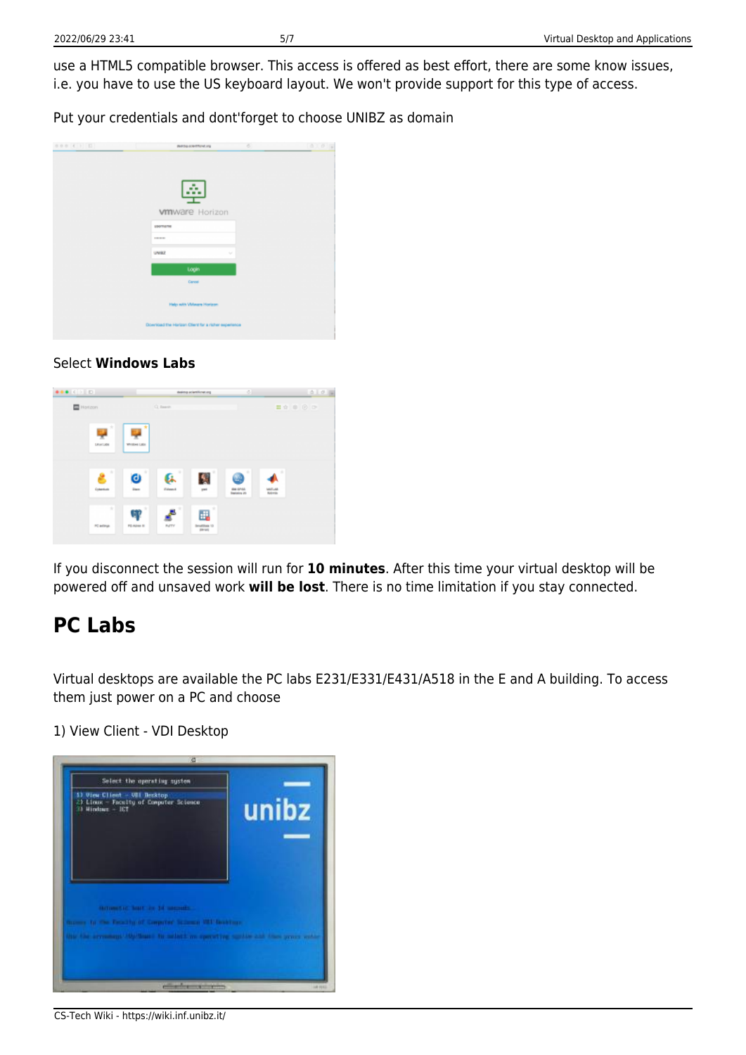use a HTML5 compatible browser. This access is offered as best effort, there are some know issues, i.e. you have to use the US keyboard layout. We won't provide support for this type of access.

Put your credentials and dont'forget to choose UNIBZ as domain

Select **Windows Labs**

If you disconnect the session will run for **10 minutes**. After this time your virtual desktop will be powered off and unsaved work **will be lost**. There is no time limitation if you stay connected.

## PC Labs

Virtual desktops are available the PC labs E231/E331/E431/A518 in the E and A building. To access them just power on a PC and choose

1) View Client - VDI Desktop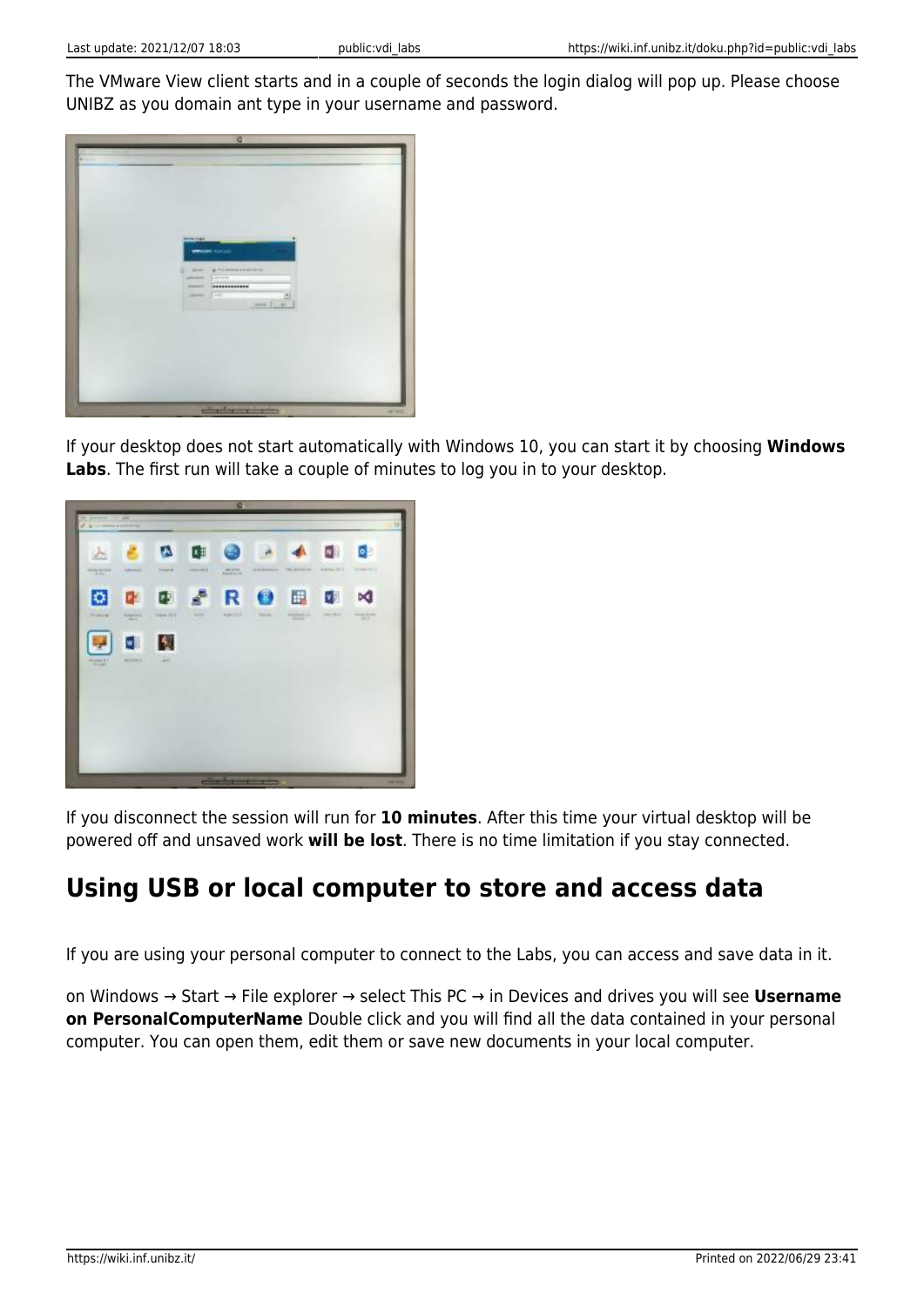The VMware View client starts and in a couple of seconds the login dialog will pop up. Please choose UNIBZ as you domain ant type in your username and password.

If your desktop does not start automatically with Windows 10, you can start it by choosing **Windows Labs**. The first run will take a couple of minutes to log you in to your desktop.

If you disconnect the session will run for **10 minutes**. After this time your virtual desktop will be powered off and unsaved work **will be lost**. There is no time limitation if you stay connected.

## Using USB or local computer to store and access data

If you are using your personal computer to connect to the Labs, you can access and save data in it.

on Windows → Start → File explorer → select This PC → in Devices and drives you will see **Username on PersonalComputerName** Double click and you will find all the data contained in your personal computer. You can open them, edit them or save new documents in your local computer.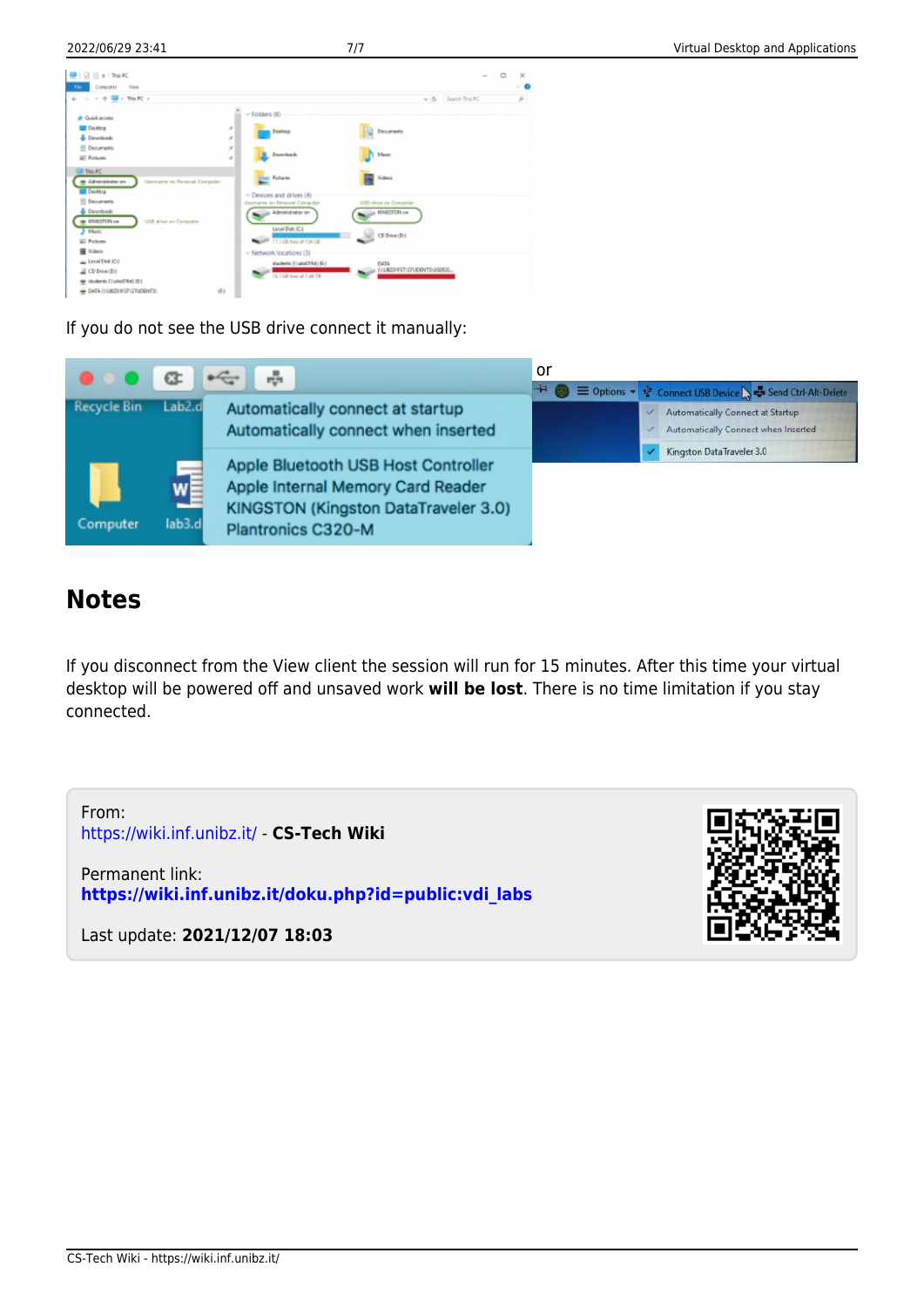If you do not see the USB drive connect it manually:

or

## Notes

If you disconnect from the View client the session will run for 15 minutes. After this time your virtual desktop will be powered off and unsaved work **will be lost**. There is no time limitation if you stay connected.

From:
https://wiki.inf.unibz.it/ - **CS-Tech Wiki**

Permanent link:
**https://wiki.inf.unibz.it/doku.php?id=public:vdi_labs**

Last update: **2021/12/07 18:03**